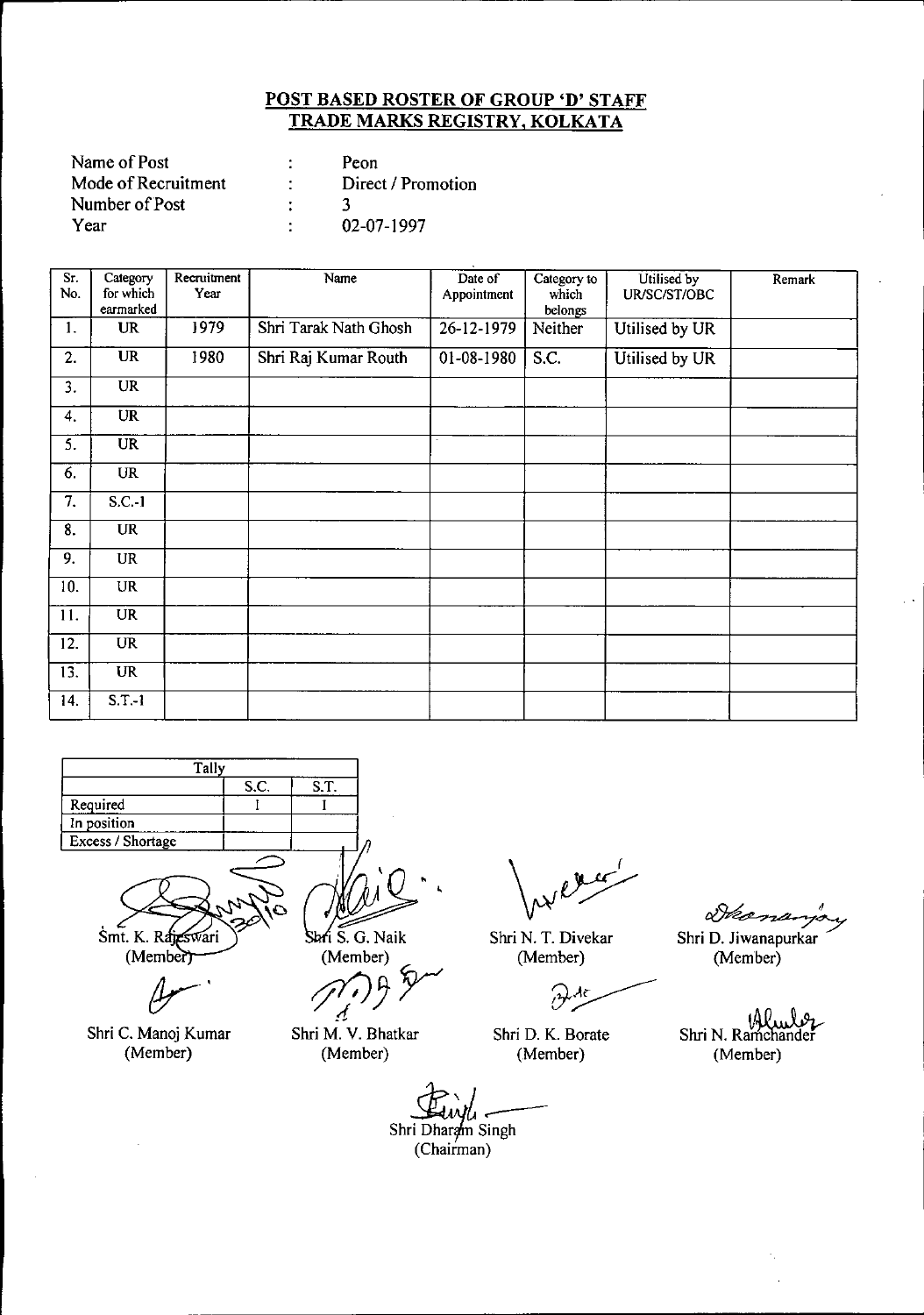## POST BASED ROSTER OF GROUP 'D' STAFF
## TRADE MARKS REGISTRY, KOLKATA

| | | |
|---|---|---|
| Name of Post | : | Peon |
| Mode of Recruitment | : | Direct / Promotion |
| Number of Post | : | 3 |
| Year | : | 02-07-1997 |

| Sr. No. | Category for which earmarked | Recruitment Year | Name | Date of Appointment | Category to which belongs | Utilised by UR/SC/ST/OBC | Remark |
|---|---|---|---|---|---|---|---|
| 1. | UR | 1979 | Shri Tarak Nath Ghosh | 26-12-1979 | Neither | Utilised by UR | |
| 2. | UR | 1980 | Shri Raj Kumar Routh | 01-08-1980 | S.C. | Utilised by UR | |
| 3. | UR | | | | | | |
| 4. | UR | | | | | | |
| 5. | UR | | | | | | |
| 6. | UR | | | | | | |
| 7. | S.C.-1 | | | | | | |
| 8. | UR | | | | | | |
| 9. | UR | | | | | | |
| 10. | UR | | | | | | |
| 11. | UR | | | | | | |
| 12. | UR | | | | | | |
| 13. | UR | | | | | | |
| 14. | S.T.-1 | | | | | | |

| Tally | | |
|---|---|---|
| | S.C. | S.T. |
| Required | I | I |
| In position | | |
| Excess / Shortage | | |

Smt. K. Rajeswari (Member)

Shri S. G. Naik (Member)

Shri N. T. Divekar (Member)

Shri D. Jiwanapurkar (Member)

Shri C. Manoj Kumar (Member)

Shri M. V. Bhatkar (Member)

Shri D. K. Borate (Member)

Shri N. Ramchander (Member)

Shri Dharam Singh (Chairman)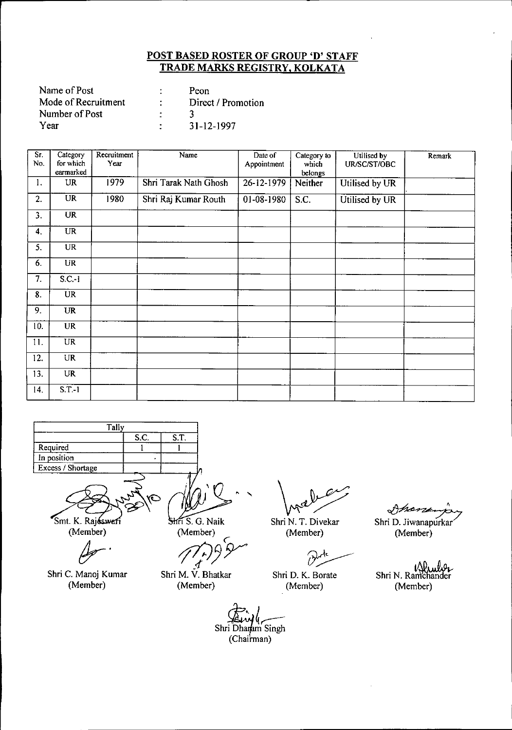## POST BASED ROSTER OF GROUP 'D' STAFF
## TRADE MARKS REGISTRY, KOLKATA

| | | |
|---|---|---|
| Name of Post | : | Peon |
| Mode of Recruitment | : | Direct / Promotion |
| Number of Post | : | 3 |
| Year | : | 31-12-1997 |

| Sr. No. | Category for which earmarked | Recruitment Year | Name | Date of Appointment | Category to which belongs | Utilised by UR/SC/ST/OBC | Remark |
|---|---|---|---|---|---|---|---|
| 1. | UR | 1979 | Shri Tarak Nath Ghosh | 26-12-1979 | Neither | Utilised by UR | |
| 2. | UR | 1980 | Shri Raj Kumar Routh | 01-08-1980 | S.C. | Utilised by UR | |
| 3. | UR | | | | | | |
| 4. | UR | | | | | | |
| 5. | UR | | | | | | |
| 6. | UR | | | | | | |
| 7. | S.C.-1 | | | | | | |
| 8. | UR | | | | | | |
| 9. | UR | | | | | | |
| 10. | UR | | | | | | |
| 11. | UR | | | | | | |
| 12. | UR | | | | | | |
| 13. | UR | | | | | | |
| 14. | S.T.-1 | | | | | | |

| Tally | | |
|---|---|---|
| | S.C. | S.T. |
| Required | 1 | 1 |
| In position | . | |
| Excess / Shortage | | |

Smt. K. Rajeswari (Member) | Shri S. G. Naik (Member) | Shri N. T. Divekar (Member) | Shri D. Jiwanapurkar (Member)

Shri C. Manoj Kumar (Member) | Shri M. V. Bhatkar (Member) | Shri D. K. Borate (Member) | Shri N. Ramchander (Member)

Shri Dharam Singh (Chairman)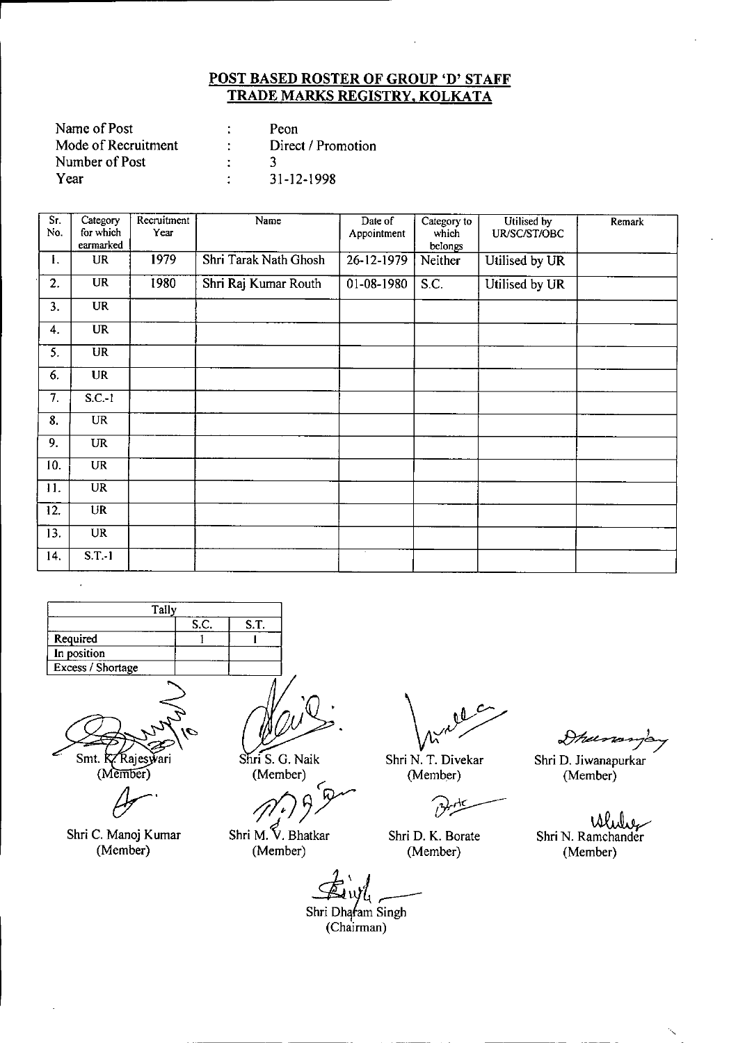**POST BASED ROSTER OF GROUP 'D' STAFF**
**TRADE MARKS REGISTRY, KOLKATA**

| | | |
|---|---|---|
| Name of Post | : | Peon |
| Mode of Recruitment | : | Direct / Promotion |
| Number of Post | : | 3 |
| Year | : | 31-12-1998 |

| Sr. No. | Category for which earmarked | Recruitment Year | Name | Date of Appointment | Category to which belongs | Utilised by UR/SC/ST/OBC | Remark |
|---|---|---|---|---|---|---|---|
| 1. | UR | 1979 | Shri Tarak Nath Ghosh | 26-12-1979 | Neither | Utilised by UR | |
| 2. | UR | 1980 | Shri Raj Kumar Routh | 01-08-1980 | S.C. | Utilised by UR | |
| 3. | UR | | | | | | |
| 4. | UR | | | | | | |
| 5. | UR | | | | | | |
| 6. | UR | | | | | | |
| 7. | S.C.-1 | | | | | | |
| 8. | UR | | | | | | |
| 9. | UR | | | | | | |
| 10. | UR | | | | | | |
| 11. | UR | | | | | | |
| 12. | UR | | | | | | |
| 13. | UR | | | | | | |
| 14. | S.T.-1 | | | | | | |

| Tally | | |
|---|---|---|
| | S.C. | S.T. |
| Required | 1 | 1 |
| In position | | |
| Excess / Shortage | | |

Smt. K. Rajeswari (Member)

Shri S. G. Naik (Member)

Shri N. T. Divekar (Member)

Shri D. Jiwanapurkar (Member)

Shri C. Manoj Kumar (Member)

Shri M. V. Bhatkar (Member)

Shri D. K. Borate (Member)

Shri N. Ramchander (Member)

Shri Dharam Singh (Chairman)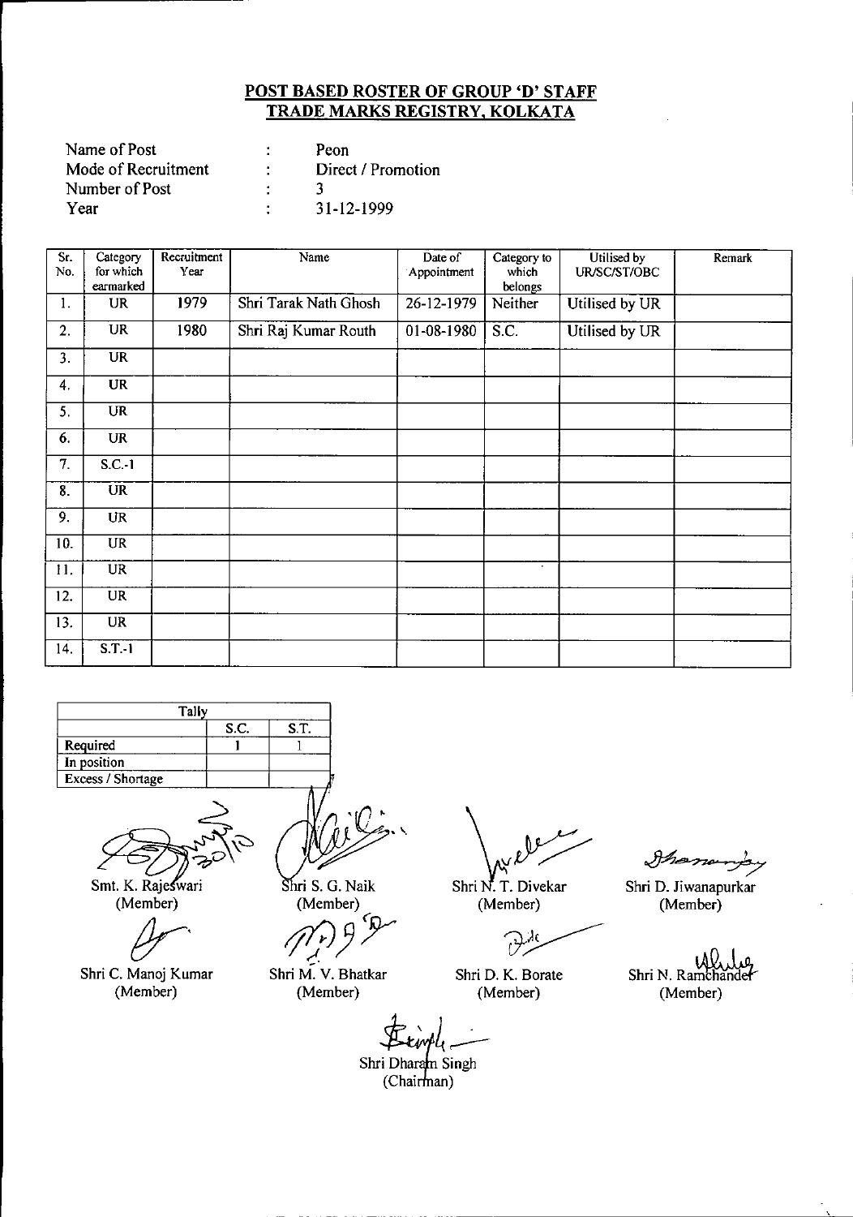## POST BASED ROSTER OF GROUP 'D' STAFF
## TRADE MARKS REGISTRY, KOLKATA

| | | |
|---|---|---|
| Name of Post | : | Peon |
| Mode of Recruitment | : | Direct / Promotion |
| Number of Post | : | 3 |
| Year | : | 31-12-1999 |

| Sr. No. | Category for which earmarked | Recruitment Year | Name | Date of Appointment | Category to which belongs | Utilised by UR/SC/ST/OBC | Remark |
|---|---|---|---|---|---|---|---|
| 1. | UR | 1979 | Shri Tarak Nath Ghosh | 26-12-1979 | Neither | Utilised by UR | |
| 2. | UR | 1980 | Shri Raj Kumar Routh | 01-08-1980 | S.C. | Utilised by UR | |
| 3. | UR | | | | | | |
| 4. | UR | | | | | | |
| 5. | UR | | | | | | |
| 6. | UR | | | | | | |
| 7. | S.C.-1 | | | | | | |
| 8. | UR | | | | | | |
| 9. | UR | | | | | | |
| 10. | UR | | | | | | |
| 11. | UR | | | | | | |
| 12. | UR | | | | | | |
| 13. | UR | | | | | | |
| 14. | S.T.-1 | | | | | | |

| Tally | S.C. | S.T. |
|---|---|---|
| Required | 1 | 1 |
| In position | | |
| Excess / Shortage | | |

Smt. K. Rajeswari (Member) | Shri S. G. Naik (Member) | Shri N. T. Divekar (Member) | Shri D. Jiwanapurkar (Member)

Shri C. Manoj Kumar (Member) | Shri M. V. Bhatkar (Member) | Shri D. K. Borate (Member) | Shri N. Ramchander (Member)

Shri Dharam Singh (Chairman)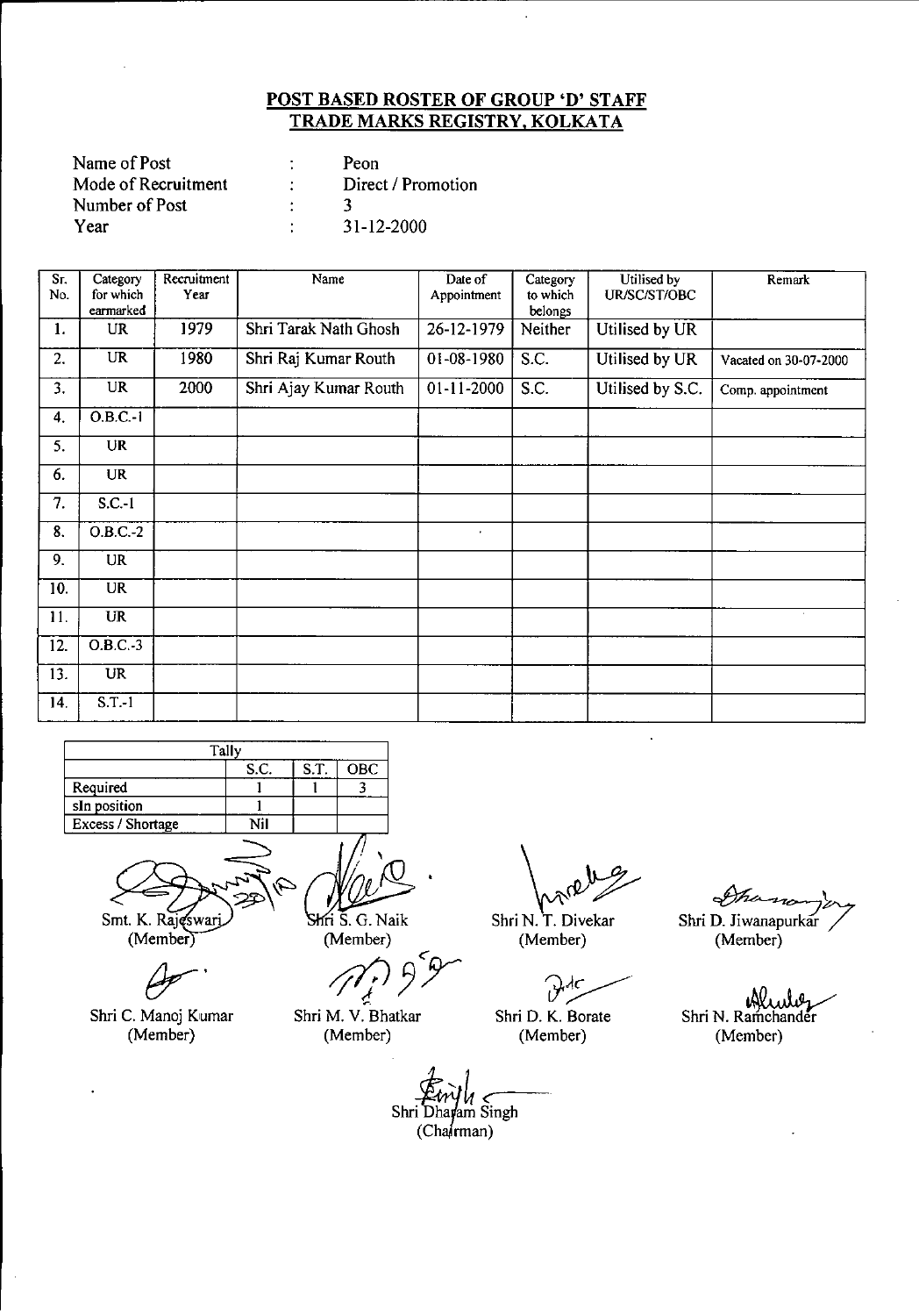## POST BASED ROSTER OF GROUP 'D' STAFF
## TRADE MARKS REGISTRY, KOLKATA

| | | |
|---|---|---|
| Name of Post | : | Peon |
| Mode of Recruitment | : | Direct / Promotion |
| Number of Post | : | 3 |
| Year | : | 31-12-2000 |

| Sr. No. | Category for which earmarked | Recruitment Year | Name | Date of Appointment | Category to which belongs | Utilised by UR/SC/ST/OBC | Remark |
|---|---|---|---|---|---|---|---|
| 1. | UR | 1979 | Shri Tarak Nath Ghosh | 26-12-1979 | Neither | Utilised by UR | |
| 2. | UR | 1980 | Shri Raj Kumar Routh | 01-08-1980 | S.C. | Utilised by UR | Vacated on 30-07-2000 |
| 3. | UR | 2000 | Shri Ajay Kumar Routh | 01-11-2000 | S.C. | Utilised by S.C. | Comp. appointment |
| 4. | O.B.C.-1 | | | | | | |
| 5. | UR | | | | | | |
| 6. | UR | | | | | | |
| 7. | S.C.-1 | | | | | | |
| 8. | O.B.C.-2 | | | | | | |
| 9. | UR | | | | | | |
| 10. | UR | | | | | | |
| 11. | UR | | | | | | |
| 12. | O.B.C.-3 | | | | | | |
| 13. | UR | | | | | | |
| 14. | S.T.-1 | | | | | | |

| Tally | | | |
|---|---|---|---|
| | S.C. | S.T. | OBC |
| Required | 1 | 1 | 3 |
| sln position | 1 | | |
| Excess / Shortage | Nil | | |

Smt. K. Rajeswari (Member) — Shri S. G. Naik (Member) — Shri N. T. Divekar (Member) — Shri D. Jiwanapurkar (Member)

Shri C. Manoj Kumar (Member) — Shri M. V. Bhatkar (Member) — Shri D. K. Borate (Member) — Shri N. Ramchander (Member)

Shri Dharam Singh (Chairman)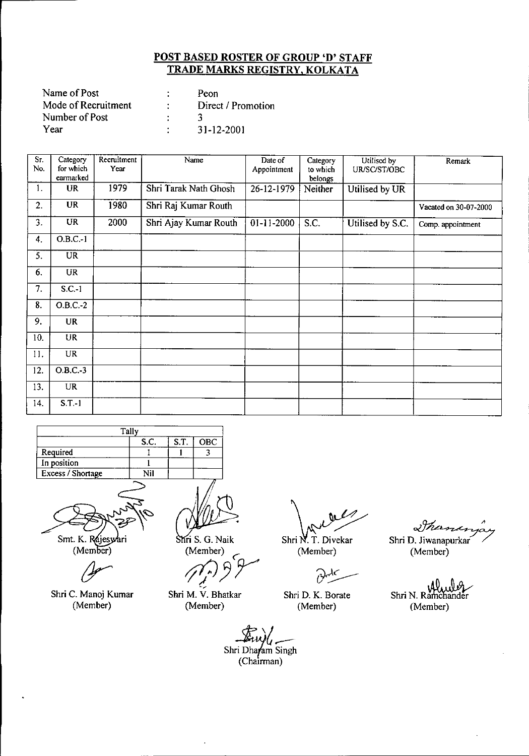## POST BASED ROSTER OF GROUP 'D' STAFF
## TRADE MARKS REGISTRY, KOLKATA

| | | |
|---|---|---|
| Name of Post | : | Peon |
| Mode of Recruitment | : | Direct / Promotion |
| Number of Post | : | 3 |
| Year | : | 31-12-2001 |

| Sr. No. | Category for which earmarked | Recruitment Year | Name | Date of Appointment | Category to which belongs | Utilised by UR/SC/ST/OBC | Remark |
|---|---|---|---|---|---|---|---|
| 1. | UR | 1979 | Shri Tarak Nath Ghosh | 26-12-1979 | Neither | Utilised by UR | |
| 2. | UR | 1980 | Shri Raj Kumar Routh | | | | Vacated on 30-07-2000 |
| 3. | UR | 2000 | Shri Ajay Kumar Routh | 01-11-2000 | S.C. | Utilised by S.C. | Comp. appointment |
| 4. | O.B.C.-1 | | | | | | |
| 5. | UR | | | | | | |
| 6. | UR | | | | | | |
| 7. | S.C.-1 | | | | | | |
| 8. | O.B.C.-2 | | | | | | |
| 9. | UR | | | | | | |
| 10. | UR | | | | | | |
| 11. | UR | | | | | | |
| 12. | O.B.C.-3 | | | | | | |
| 13. | UR | | | | | | |
| 14. | S.T.-1 | | | | | | |

| Tally | | | |
|---|---|---|---|
| | S.C. | S.T. | OBC |
| Required | 1 | 1 | 3 |
| In position | 1 | | |
| Excess / Shortage | Nil | | |

Smt. K. Rajeswari (Member)

Shri S. G. Naik (Member)

Shri N. T. Divekar (Member)

Shri D. Jiwanapurkar (Member)

Shri C. Manoj Kumar (Member)

Shri M. V. Bhatkar (Member)

Shri D. K. Borate (Member)

Shri N. Ramchander (Member)

Shri Dharam Singh (Chairman)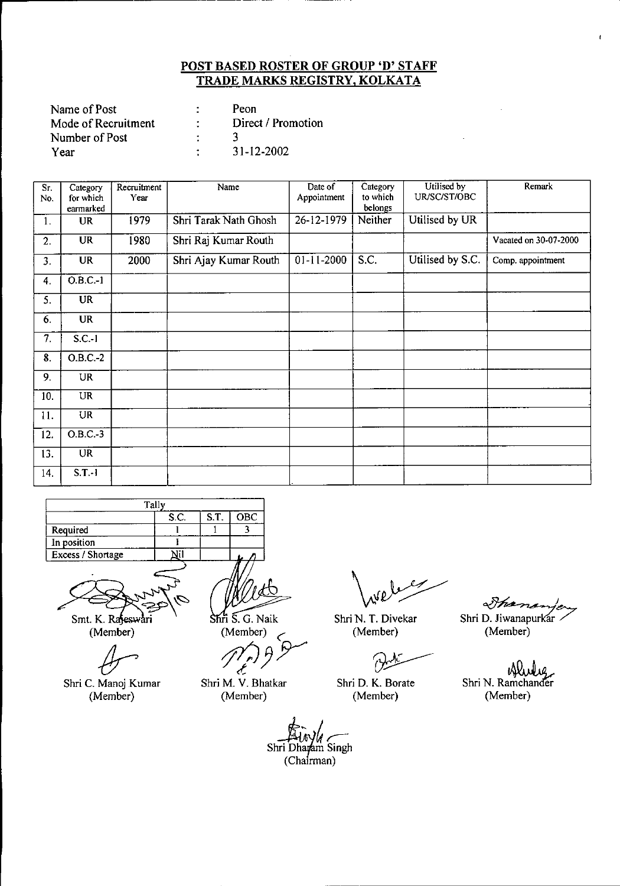## POST BASED ROSTER OF GROUP 'D' STAFF
## TRADE MARKS REGISTRY, KOLKATA

Name of Post : Peon
Mode of Recruitment : Direct / Promotion
Number of Post : 3
Year : 31-12-2002

| Sr. No. | Category for which earmarked | Recruitment Year | Name | Date of Appointment | Category to which belongs | Utilised by UR/SC/ST/OBC | Remark |
|---|---|---|---|---|---|---|---|
| 1. | UR | 1979 | Shri Tarak Nath Ghosh | 26-12-1979 | Neither | Utilised by UR | |
| 2. | UR | 1980 | Shri Raj Kumar Routh | | | | Vacated on 30-07-2000 |
| 3. | UR | 2000 | Shri Ajay Kumar Routh | 01-11-2000 | S.C. | Utilised by S.C. | Comp. appointment |
| 4. | O.B.C.-1 | | | | | | |
| 5. | UR | | | | | | |
| 6. | UR | | | | | | |
| 7. | S.C.-1 | | | | | | |
| 8. | O.B.C.-2 | | | | | | |
| 9. | UR | | | | | | |
| 10. | UR | | | | | | |
| 11. | UR | | | | | | |
| 12. | O.B.C.-3 | | | | | | |
| 13. | UR | | | | | | |
| 14. | S.T.-1 | | | | | | |

| Tally | | | |
|---|---|---|---|
| | S.C. | S.T. | OBC |
| Required | 1 | 1 | 3 |
| In position | 1 | | |
| Excess / Shortage | Nil | | |

Smt. K. Rajeswari (Member)

Shri S. G. Naik (Member)

Shri N. T. Divekar (Member)

Shri D. Jiwanapurkar (Member)

Shri C. Manoj Kumar (Member)

Shri M. V. Bhatkar (Member)

Shri D. K. Borate (Member)

Shri N. Ramchander (Member)

Shri Dharam Singh (Chairman)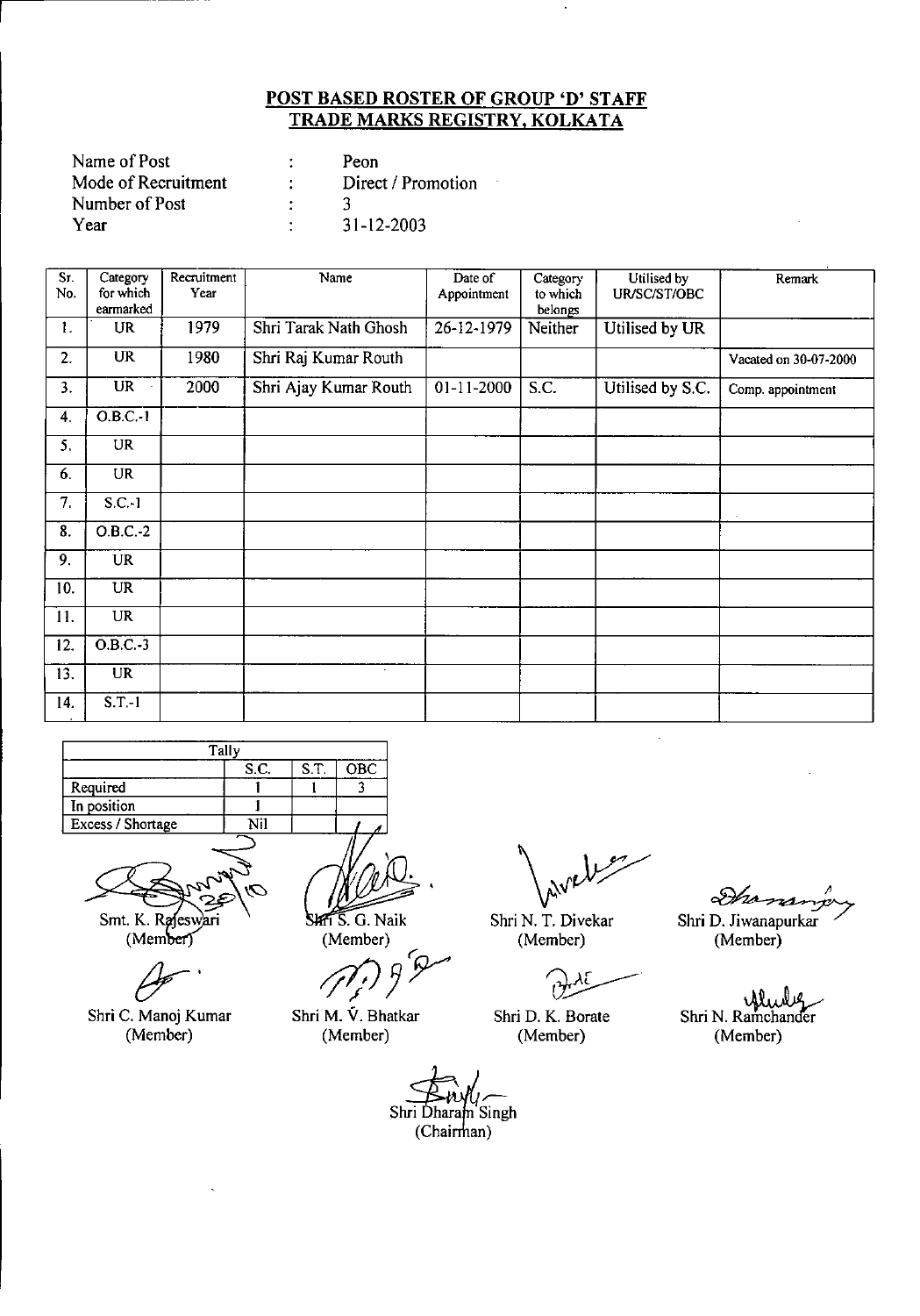# POST BASED ROSTER OF GROUP 'D' STAFF
## TRADE MARKS REGISTRY, KOLKATA

| | | |
|---|---|---|
| Name of Post | : | Peon |
| Mode of Recruitment | : | Direct / Promotion |
| Number of Post | : | 3 |
| Year | : | 31-12-2003 |

| Sr. No. | Category for which earmarked | Recruitment Year | Name | Date of Appointment | Category to which belongs | Utilised by UR/SC/ST/OBC | Remark |
|---|---|---|---|---|---|---|---|
| 1. | UR | 1979 | Shri Tarak Nath Ghosh | 26-12-1979 | Neither | Utilised by UR | |
| 2. | UR | 1980 | Shri Raj Kumar Routh | | | | Vacated on 30-07-2000 |
| 3. | UR | 2000 | Shri Ajay Kumar Routh | 01-11-2000 | S.C. | Utilised by S.C. | Comp. appointment |
| 4. | O.B.C.-1 | | | | | | |
| 5. | UR | | | | | | |
| 6. | UR | | | | | | |
| 7. | S.C.-1 | | | | | | |
| 8. | O.B.C.-2 | | | | | | |
| 9. | UR | | | | | | |
| 10. | UR | | | | | | |
| 11. | UR | | | | | | |
| 12. | O.B.C.-3 | | | | | | |
| 13. | UR | | | | | | |
| 14. | S.T.-1 | | | | | | |

| Tally | | | |
|---|---|---|---|
| | S.C. | S.T. | OBC |
| Required | 1 | 1 | 3 |
| In position | 1 | | |
| Excess / Shortage | Nil | | |

Smt. K. Rajeswari (Member)

Shri S. G. Naik (Member)

Shri N. T. Divekar (Member)

Shri D. Jiwanapurkar (Member)

Shri C. Manoj Kumar (Member)

Shri M. V. Bhatkar (Member)

Shri D. K. Borate (Member)

Shri N. Ramchander (Member)

Shri Dharam Singh (Chairman)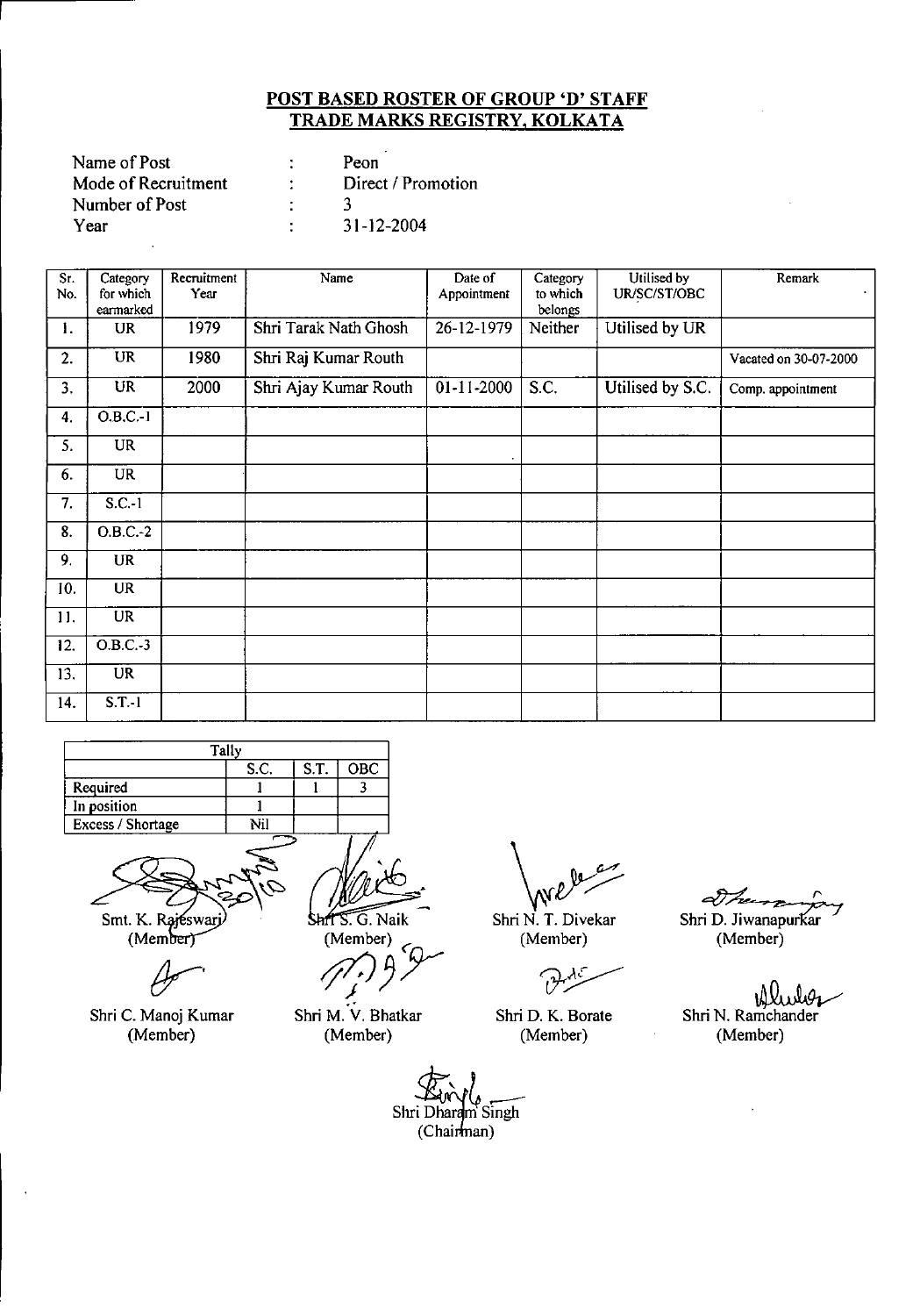## POST BASED ROSTER OF GROUP 'D' STAFF
## TRADE MARKS REGISTRY, KOLKATA

| | | |
|---|---|---|
| Name of Post | : | Peon |
| Mode of Recruitment | : | Direct / Promotion |
| Number of Post | : | 3 |
| Year | : | 31-12-2004 |

| Sr. No. | Category for which earmarked | Recruitment Year | Name | Date of Appointment | Category to which belongs | Utilised by UR/SC/ST/OBC | Remark |
|---|---|---|---|---|---|---|---|
| 1. | UR | 1979 | Shri Tarak Nath Ghosh | 26-12-1979 | Neither | Utilised by UR | |
| 2. | UR | 1980 | Shri Raj Kumar Routh | | | | Vacated on 30-07-2000 |
| 3. | UR | 2000 | Shri Ajay Kumar Routh | 01-11-2000 | S.C. | Utilised by S.C. | Comp. appointment |
| 4. | O.B.C.-1 | | | | | | |
| 5. | UR | | | | | | |
| 6. | UR | | | | | | |
| 7. | S.C.-1 | | | | | | |
| 8. | O.B.C.-2 | | | | | | |
| 9. | UR | | | | | | |
| 10. | UR | | | | | | |
| 11. | UR | | | | | | |
| 12. | O.B.C.-3 | | | | | | |
| 13. | UR | | | | | | |
| 14. | S.T.-1 | | | | | | |

| Tally | | | |
|---|---|---|---|
| | S.C. | S.T. | OBC |
| Required | 1 | 1 | 3 |
| In position | 1 | | |
| Excess / Shortage | Nil | | |

Smt. K. Rajeswari (Member) | Shri S. G. Naik (Member) | Shri N. T. Divekar (Member) | Shri D. Jiwanapurkar (Member)

Shri C. Manoj Kumar (Member) | Shri M. V. Bhatkar (Member) | Shri D. K. Borate (Member) | Shri N. Ramchander (Member)

Shri Dharam Singh (Chairman)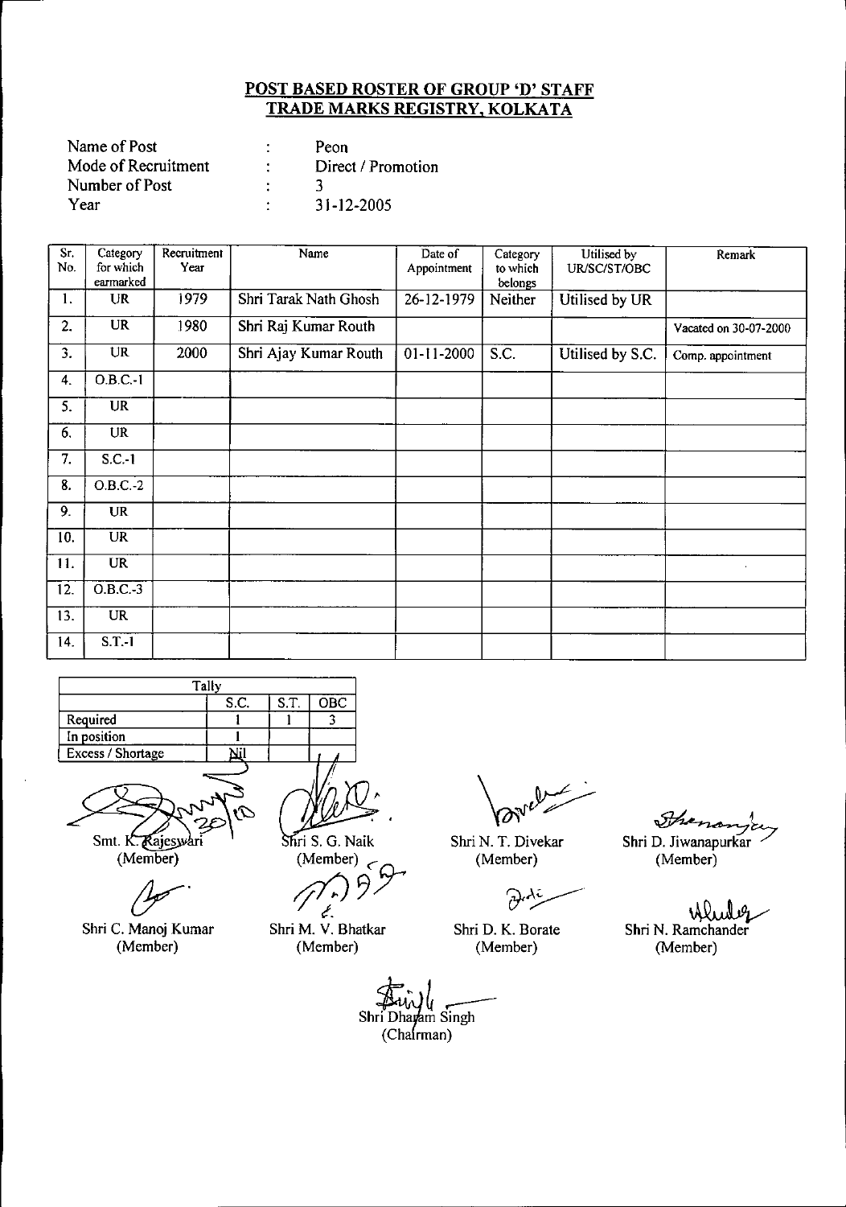**POST BASED ROSTER OF GROUP 'D' STAFF**
**TRADE MARKS REGISTRY, KOLKATA**

Name of Post : Peon
Mode of Recruitment : Direct / Promotion
Number of Post : 3
Year : 31-12-2005

| Sr. No. | Category for which earmarked | Recruitment Year | Name | Date of Appointment | Category to which belongs | Utilised by UR/SC/ST/OBC | Remark |
|---|---|---|---|---|---|---|---|
| 1. | UR | 1979 | Shri Tarak Nath Ghosh | 26-12-1979 | Neither | Utilised by UR | |
| 2. | UR | 1980 | Shri Raj Kumar Routh | | | | Vacated on 30-07-2000 |
| 3. | UR | 2000 | Shri Ajay Kumar Routh | 01-11-2000 | S.C. | Utilised by S.C. | Comp. appointment |
| 4. | O.B.C.-1 | | | | | | |
| 5. | UR | | | | | | |
| 6. | UR | | | | | | |
| 7. | S.C.-1 | | | | | | |
| 8. | O.B.C.-2 | | | | | | |
| 9. | UR | | | | | | |
| 10. | UR | | | | | | |
| 11. | UR | | | | | | |
| 12. | O.B.C.-3 | | | | | | |
| 13. | UR | | | | | | |
| 14. | S.T.-1 | | | | | | |

| Tally | | | |
|---|---|---|---|
| | S.C. | S.T. | OBC |
| Required | 1 | 1 | 3 |
| In position | 1 | | |
| Excess / Shortage | Nil | | |

Smt. K. Rajeswari (Member)
Shri S. G. Naik (Member)
Shri N. T. Divekar (Member)
Shri D. Jiwanapurkar (Member)

Shri C. Manoj Kumar (Member)
Shri M. V. Bhatkar (Member)
Shri D. K. Borate (Member)
Shri N. Ramchander (Member)

Shri Dharam Singh (Chairman)